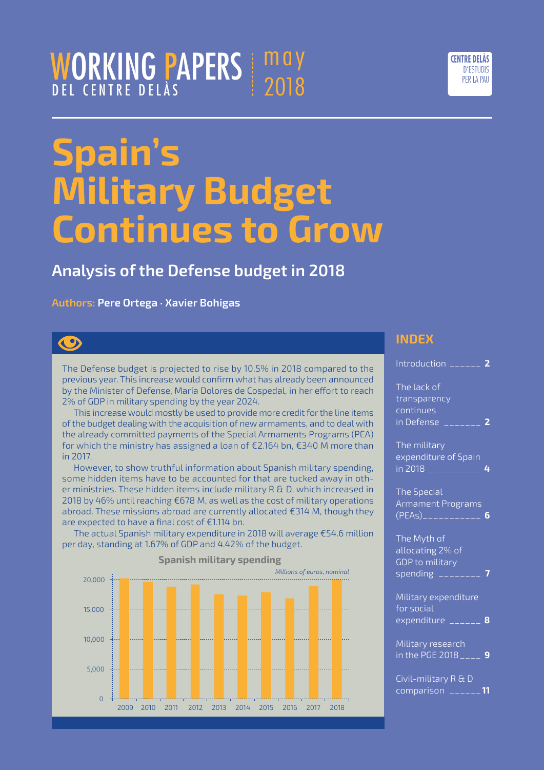WORKING PAPERS DEL CENTRE DELÀS — may 2018

CENTRE DELÀS D'ESTUDIS PER LA PAU

# Spain's Military Budget Continues to Grow

## Analysis of the Defense budget in 2018

**Authors: Pere Ortega · Xavier Bohigas**

The Defense budget is projected to rise by 10.5% in 2018 compared to the previous year. This increase would confirm what has already been announced by the Minister of Defense, María Dolores de Cospedal, in her effort to reach 2% of GDP in military spending by the year 2024.

This increase would mostly be used to provide more credit for the line items of the budget dealing with the acquisition of new armaments, and to deal with the already committed payments of the Special Armaments Programs (PEA) for which the ministry has assigned a loan of €2.164 bn, €340 M more than in 2017.

However, to show truthful information about Spanish military spending, some hidden items have to be accounted for that are tucked away in other ministries. These hidden items include military R & D, which increased in 2018 by 46% until reaching €678 M, as well as the cost of military operations abroad. These missions abroad are currently allocated €314 M, though they are expected to have a final cost of €1.114 bn.

The actual Spanish military expenditure in 2018 will average €54.6 million per day, standing at 1.67% of GDP and 4.42% of the budget.

**Spanish military spending**

*Millions of euros, nominal*

Bar chart, years 2009–2018; y-axis 0 to 20,000 in steps of 5,000. Approximate values read from the chart: 2009 ≈ 20,000; 2010 ≈ 19,600; 2011 ≈ 18,700; 2012 ≈ 19,100; 2013 ≈ 17,500; 2014 ≈ 17,300; 2015 ≈ 17,800; 2016 ≈ 16,800; 2017 ≈ 18,900; 2018 ≈ 19,900.

## INDEX

- Introduction ______ **2**
- The lack of transparency continues in Defense _______ **2**
- The military expenditure of Spain in 2018 __________ **4**
- The Special Armament Programs (PEAs)___________ **6**
- The Myth of allocating 2% of GDP to military spending ________ **7**
- Military expenditure for social expenditure ______ **8**
- Military research in the PGE 2018 ____ **9**
- Civil-military R & D comparison ______**11**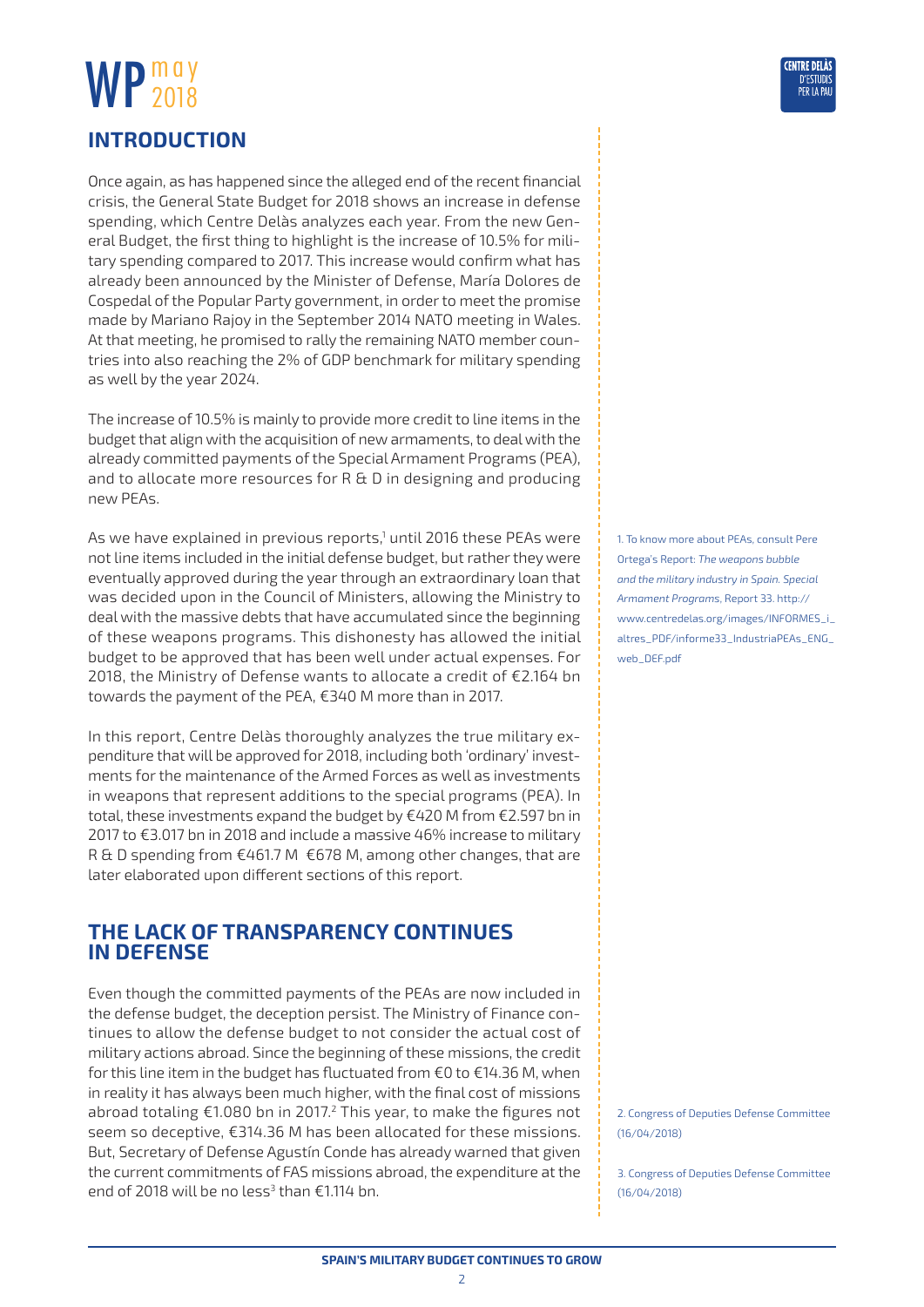## INTRODUCTION

Once again, as has happened since the alleged end of the recent financial crisis, the General State Budget for 2018 shows an increase in defense spending, which Centre Delàs analyzes each year. From the new General Budget, the first thing to highlight is the increase of 10.5% for military spending compared to 2017. This increase would confirm what has already been announced by the Minister of Defense, María Dolores de Cospedal of the Popular Party government, in order to meet the promise made by Mariano Rajoy in the September 2014 NATO meeting in Wales. At that meeting, he promised to rally the remaining NATO member countries into also reaching the 2% of GDP benchmark for military spending as well by the year 2024.

The increase of 10.5% is mainly to provide more credit to line items in the budget that align with the acquisition of new armaments, to deal with the already committed payments of the Special Armament Programs (PEA), and to allocate more resources for R & D in designing and producing new PEAs.

As we have explained in previous reports,[1] until 2016 these PEAs were not line items included in the initial defense budget, but rather they were eventually approved during the year through an extraordinary loan that was decided upon in the Council of Ministers, allowing the Ministry to deal with the massive debts that have accumulated since the beginning of these weapons programs. This dishonesty has allowed the initial budget to be approved that has been well under actual expenses. For 2018, the Ministry of Defense wants to allocate a credit of €2.164 bn towards the payment of the PEA, €340 M more than in 2017.

In this report, Centre Delàs thoroughly analyzes the true military expenditure that will be approved for 2018, including both 'ordinary' investments for the maintenance of the Armed Forces as well as investments in weapons that represent additions to the special programs (PEA). In total, these investments expand the budget by €420 M from €2.597 bn in 2017 to €3.017 bn in 2018 and include a massive 46% increase to military R & D spending from €461.7 M €678 M, among other changes, that are later elaborated upon different sections of this report.

## THE LACK OF TRANSPARENCY CONTINUES IN DEFENSE

Even though the committed payments of the PEAs are now included in the defense budget, the deception persist. The Ministry of Finance continues to allow the defense budget to not consider the actual cost of military actions abroad. Since the beginning of these missions, the credit for this line item in the budget has fluctuated from €0 to €14.36 M, when in reality it has always been much higher, with the final cost of missions abroad totaling €1.080 bn in 2017.[2] This year, to make the figures not seem so deceptive, €314.36 M has been allocated for these missions. But, Secretary of Defense Agustín Conde has already warned that given the current commitments of FAS missions abroad, the expenditure at the end of 2018 will be no less[3] than €1.114 bn.

1. To know more about PEAs, consult Pere Ortega's Report: *The weapons bubble and the military industry in Spain. Special Armament Programs*, Report 33. http://www.centredelas.org/images/INFORMES_i_altres_PDF/informe33_IndustriaPEAs_ENG_web_DEF.pdf

2. Congress of Deputies Defense Committee (16/04/2018)

3. Congress of Deputies Defense Committee (16/04/2018)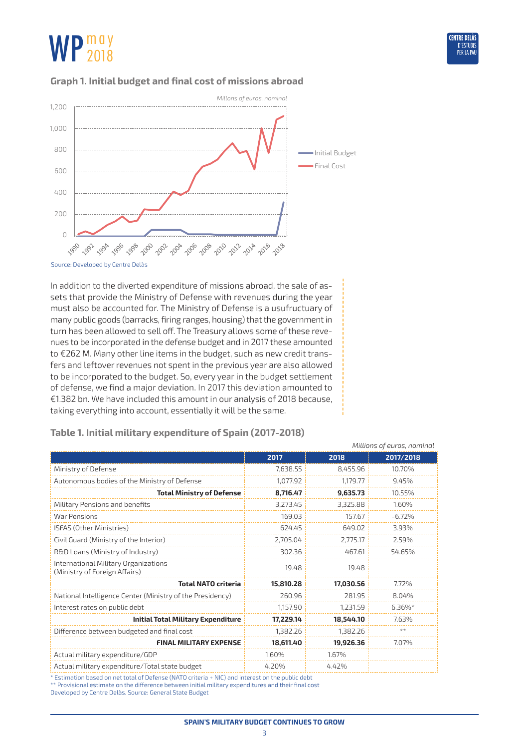### Graph 1. Initial budget and final cost of missions abroad

*Millons of euros, nominal*

Source: Developed by Centre Delàs

In addition to the diverted expenditure of missions abroad, the sale of assets that provide the Ministry of Defense with revenues during the year must also be accounted for. The Ministry of Defense is a usufructuary of many public goods (barracks, firing ranges, housing) that the government in turn has been allowed to sell off. The Treasury allows some of these revenues to be incorporated in the defense budget and in 2017 these amounted to €262 M. Many other line items in the budget, such as new credit transfers and leftover revenues not spent in the previous year are also allowed to be incorporated to the budget. So, every year in the budget settlement of defense, we find a major deviation. In 2017 this deviation amounted to €1.382 bn. We have included this amount in our analysis of 2018 because, taking everything into account, essentially it will be the same.

### Table 1. Initial military expenditure of Spain (2017-2018)

*Millions of euros, nominal*

| | 2017 | 2018 | 2017/2018 |
|---|---|---|---|
| Ministry of Defense | 7,638.55 | 8,455.96 | 10.70% |
| Autonomous bodies of the Ministry of Defense | 1,077.92 | 1,179.77 | 9.45% |
| **Total Ministry of Defense** | **8,716.47** | **9,635.73** | 10.55% |
| Military Pensions and benefits | 3,273.45 | 3,325.88 | 1.60% |
| War Pensions | 169.03 | 157.67 | -6.72% |
| ISFAS (Other Ministries) | 624.45 | 649.02 | 3.93% |
| Civil Guard (Ministry of the Interior) | 2,705.04 | 2,775.17 | 2.59% |
| R&D Loans (Ministry of Industry) | 302.36 | 467.61 | 54.65% |
| International Military Organizations (Ministry of Foreign Affairs) | 19.48 | 19.48 | |
| **Total NATO criteria** | **15,810.28** | **17,030.56** | 7.72% |
| National Intelligence Center (Ministry of the Presidency) | 260.96 | 281.95 | 8.04% |
| Interest rates on public debt | 1,157.90 | 1,231.59 | 6.36%* |
| **Initial Total Military Expenditure** | **17,229.14** | **18,544.10** | 7.63% |
| Difference between budgeted and final cost | 1,382.26 | 1,382.26 | ** |
| **FINAL MILITARY EXPENSE** | **18,611.40** | **19,926.36** | 7.07% |
| Actual military expenditure/GDP | 1.60% | 1.67% | |
| Actual military expenditure/Total state budget | 4.20% | 4.42% | |

* Estimation based on net total of Defense (NATO criteria + NIC) and interest on the public debt

** Provisional estimate on the difference between initial military expenditures and their final cost

Developed by Centre Delàs. Source: General State Budget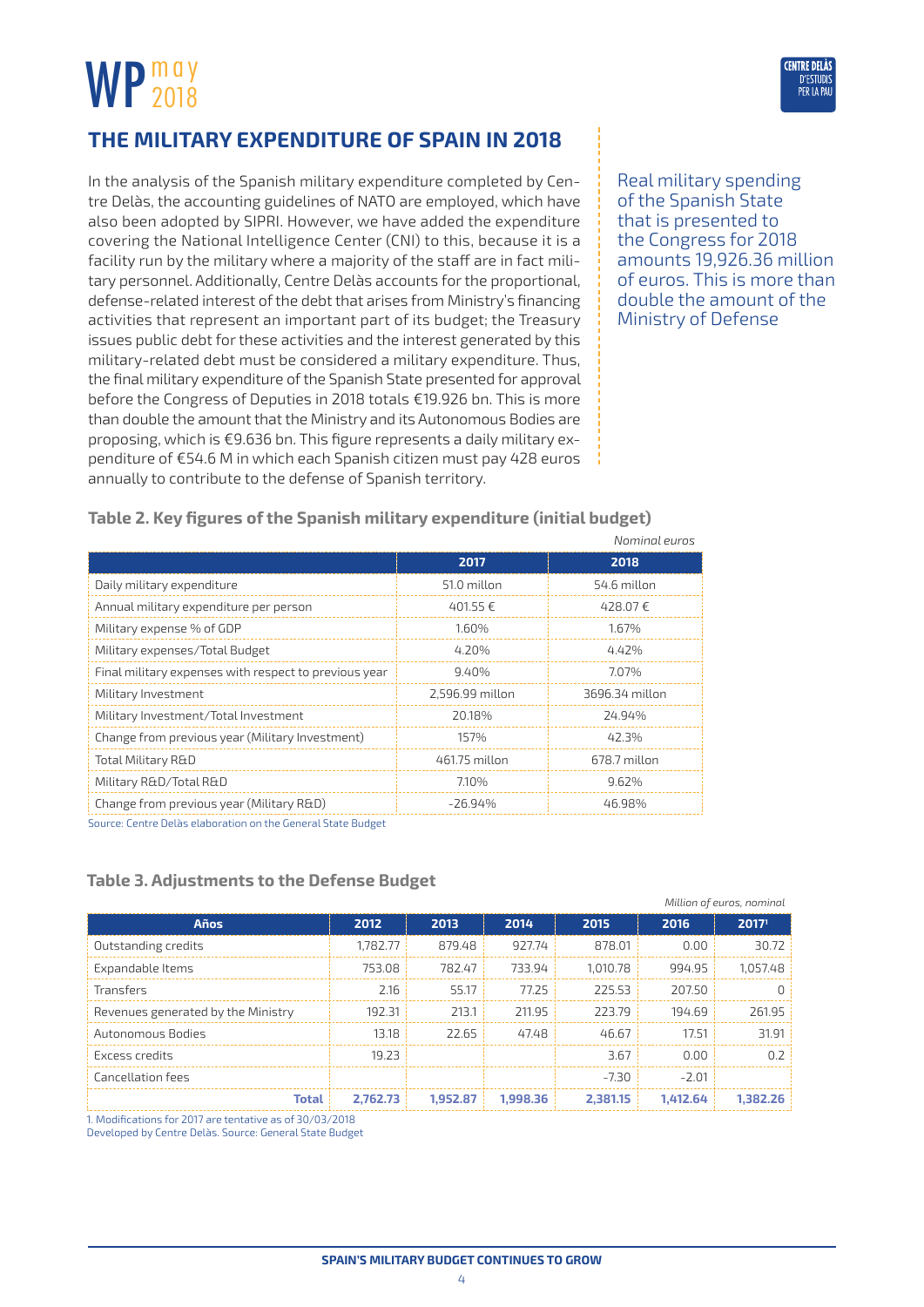## THE MILITARY EXPENDITURE OF SPAIN IN 2018

In the analysis of the Spanish military expenditure completed by Centre Delàs, the accounting guidelines of NATO are employed, which have also been adopted by SIPRI. However, we have added the expenditure covering the National Intelligence Center (CNI) to this, because it is a facility run by the military where a majority of the staff are in fact military personnel. Additionally, Centre Delàs accounts for the proportional, defense-related interest of the debt that arises from Ministry's financing activities that represent an important part of its budget; the Treasury issues public debt for these activities and the interest generated by this military-related debt must be considered a military expenditure. Thus, the final military expenditure of the Spanish State presented for approval before the Congress of Deputies in 2018 totals €19.926 bn. This is more than double the amount that the Ministry and its Autonomous Bodies are proposing, which is €9.636 bn. This figure represents a daily military expenditure of €54.6 M in which each Spanish citizen must pay 428 euros annually to contribute to the defense of Spanish territory.

Real military spending of the Spanish State that is presented to the Congress for 2018 amounts 19,926.36 million of euros. This is more than double the amount of the Ministry of Defense

**Table 2. Key figures of the Spanish military expenditure (initial budget)**

*Nominal euros*

| | 2017 | 2018 |
|---|---|---|
| Daily military expenditure | 51.0 millon | 54.6 millon |
| Annual military expenditure per person | 401.55 € | 428.07 € |
| Military expense % of GDP | 1.60% | 1.67% |
| Military expenses/Total Budget | 4.20% | 4.42% |
| Final military expenses with respect to previous year | 9.40% | 7.07% |
| Military Investment | 2,596.99 millon | 3696.34 millon |
| Military Investment/Total Investment | 20.18% | 24.94% |
| Change from previous year (Military Investment) | 157% | 42.3% |
| Total Military R&D | 461.75 millon | 678.7 millon |
| Military R&D/Total R&D | 7.10% | 9.62% |
| Change from previous year (Military R&D) | -26.94% | 46.98% |

Source: Centre Delàs elaboration on the General State Budget

**Table 3. Adjustments to the Defense Budget**

*Million of euros, nominal*

| Años | 2012 | 2013 | 2014 | 2015 | 2016 | 2017[1] |
|---|---|---|---|---|---|---|
| Outstanding credits | 1,782.77 | 879.48 | 927.74 | 878.01 | 0.00 | 30.72 |
| Expandable Items | 753.08 | 782.47 | 733.94 | 1,010.78 | 994.95 | 1,057.48 |
| Transfers | 2.16 | 55.17 | 77.25 | 225.53 | 207.50 | 0 |
| Revenues generated by the Ministry | 192.31 | 213.1 | 211.95 | 223.79 | 194.69 | 261.95 |
| Autonomous Bodies | 13.18 | 22.65 | 47.48 | 46.67 | 17.51 | 31.91 |
| Excess credits | 19.23 | | | 3.67 | 0.00 | 0.2 |
| Cancellation fees | | | | -7.30 | -2.01 | |
| **Total** | **2,762.73** | **1,952.87** | **1,998.36** | **2,381.15** | **1,412.64** | **1,382.26** |

1. Modifications for 2017 are tentative as of 30/03/2018

Developed by Centre Delàs. Source: General State Budget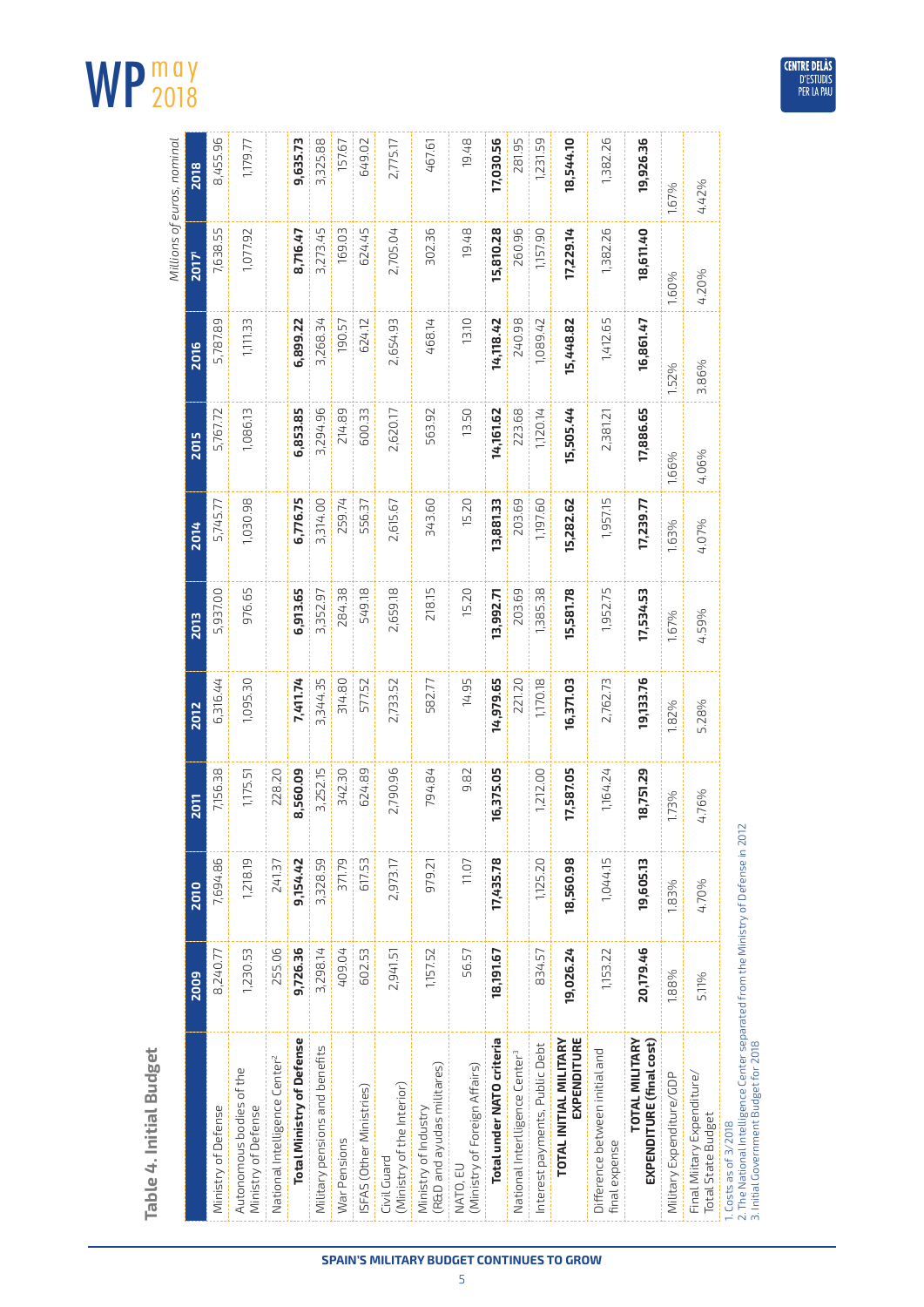## Table 4. Initial Budget

*Millions of euros, nominal*

| | 2009 | 2010 | 2011 | 2012 | 2013 | 2014 | 2015 | 2016 | 2017[1] | 2018 |
|---|---|---|---|---|---|---|---|---|---|---|
| Ministry of Defense | 8,240.77 | 7,694.86 | 7,156.38 | 6,316.44 | 5,937.00 | 5,745.77 | 5,767.72 | 5,787.89 | 7,638.55 | 8,455.96 |
| Autonomous bodies of the Ministry of Defense | 1,230.53 | 1,218.19 | 1,175.51 | 1,095.30 | 976.65 | 1,030.98 | 1,086.13 | 1,111.33 | 1,077.92 | 1,179.77 |
| National Intelligence Center[2] | 255.06 | 241.37 | 228.20 | | | | | | | |
| **Total Ministry of Defense** | **9,726.36** | **9,154.42** | **8,560.09** | **7,411.74** | **6,913.65** | **6,776.75** | **6,853.85** | **6,899.22** | **8,716.47** | **9,635.73** |
| Military pensions and benefits | 3,298.14 | 3,328.59 | 3,252.15 | 3,344.35 | 3,352.97 | 3,314.00 | 3,294.96 | 3,268.34 | 3,273.45 | 3,325.88 |
| War Pensions | 409.04 | 371.79 | 342.30 | 314.80 | 284.38 | 259.74 | 214.89 | 190.57 | 169.03 | 157.67 |
| ISFAS (Other Ministries) | 602.53 | 617.53 | 624.89 | 577.52 | 549.18 | 556.37 | 600.33 | 624.12 | 624.45 | 649.02 |
| Civil Guard (Ministry of the Interior) | 2,941.51 | 2,973.17 | 2,790.96 | 2,733.52 | 2,659.18 | 2,615.67 | 2,620.17 | 2,654.93 | 2,705.04 | 2,775.17 |
| Ministry of Industry (R&D and ayudas militares) | 1,157.52 | 979.21 | 794.84 | 582.77 | 218.15 | 343.60 | 563.92 | 468.14 | 302.36 | 467.61 |
| NATO, EU (Ministry of Foreign Affairs) | 56.57 | 11.07 | 9.82 | 14.95 | 15.20 | 15.20 | 13.50 | 13.10 | 19.48 | 19.48 |
| **Total under NATO criteria** | **18,191.67** | **17,435.78** | **16,375.05** | **14,979.65** | **13,992.71** | **13,881.33** | **14,161.62** | **14,118.42** | **15,810.28** | **17,030.56** |
| National Intelligence Center[3] | | | | 221.20 | 203.69 | 203.69 | 223.68 | 240.98 | 260.96 | 281.95 |
| Interest payments, Public Debt | 834.57 | 1,125.20 | 1,212.00 | 1,170.18 | 1,385.38 | 1,197.60 | 1,120.14 | 1,089.42 | 1,157.90 | 1,231.59 |
| **TOTAL INITIAL MILITARY EXPENDITURE** | **19,026.24** | **18,560.98** | **17,587.05** | **16,371.03** | **15,581.78** | **15,282.62** | **15,505.44** | **15,448.82** | **17,229.14** | **18,544.10** |
| Difference between initial and final expense | 1,153.22 | 1,044.15 | 1,164.24 | 2,762.73 | 1,952.75 | 1,957.15 | 2,381.21 | 1,412.65 | 1,382.26 | 1,382.26 |
| **TOTAL MILITARY EXPENDITURE (final cost)** | **20,179.46** | **19,605.13** | **18,751.29** | **19,133.76** | **17,534.53** | **17,239.77** | **17,886.65** | **16,861.47** | **18,611.40** | **19,926.36** |
| Military Expenditure/GDP | 1.88% | 1.83% | 1.73% | 1.82% | 1.67% | 1.63% | 1.66% | 1.52% | 1.60% | 1.67% |
| Final Military Expenditure/ Total State Budget | 5.11% | 4.70% | 4.76% | 5.28% | 4.59% | 4.07% | 4.06% | 3.86% | 4.20% | 4.42% |

1. Costs as of 3/2018
2. The National Intelligence Center separated from the Ministry of Defense in 2012
3. Initial Government Budget for 2018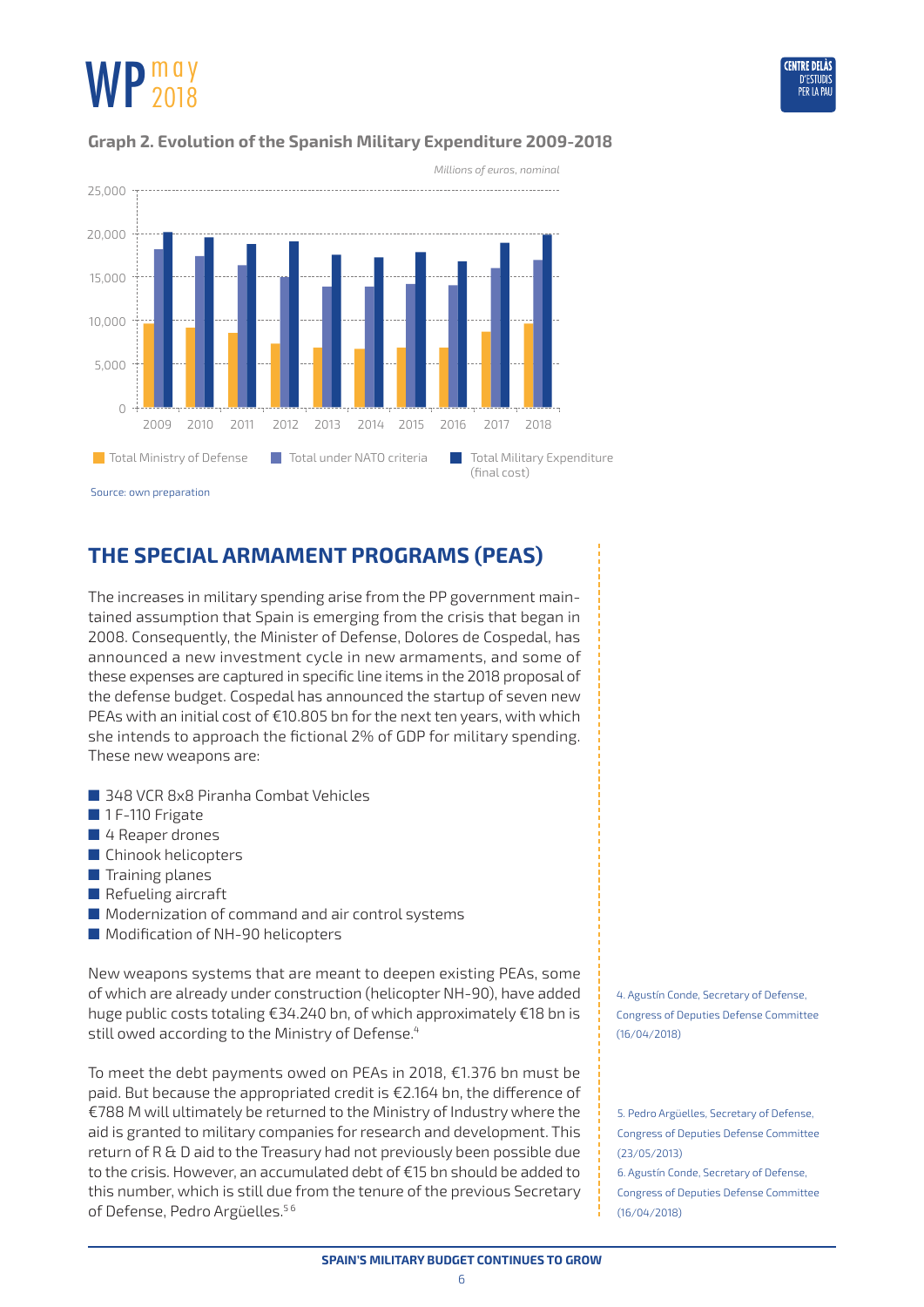**Graph 2. Evolution of the Spanish Military Expenditure 2009-2018**

*Millions of euros, nominal*

Total Ministry of Defense | Total under NATO criteria | Total Military Expenditure (final cost)

Source: own preparation

## THE SPECIAL ARMAMENT PROGRAMS (PEAS)

The increases in military spending arise from the PP government maintained assumption that Spain is emerging from the crisis that began in 2008. Consequently, the Minister of Defense, Dolores de Cospedal, has announced a new investment cycle in new armaments, and some of these expenses are captured in specific line items in the 2018 proposal of the defense budget. Cospedal has announced the startup of seven new PEAs with an initial cost of €10.805 bn for the next ten years, with which she intends to approach the fictional 2% of GDP for military spending. These new weapons are:

- 348 VCR 8x8 Piranha Combat Vehicles
- 1 F-110 Frigate
- 4 Reaper drones
- Chinook helicopters
- Training planes
- Refueling aircraft
- Modernization of command and air control systems
- Modification of NH-90 helicopters

New weapons systems that are meant to deepen existing PEAs, some of which are already under construction (helicopter NH-90), have added huge public costs totaling €34.240 bn, of which approximately €18 bn is still owed according to the Ministry of Defense.[4]

To meet the debt payments owed on PEAs in 2018, €1.376 bn must be paid. But because the appropriated credit is €2.164 bn, the difference of €788 M will ultimately be returned to the Ministry of Industry where the aid is granted to military companies for research and development. This return of R & D aid to the Treasury had not previously been possible due to the crisis. However, an accumulated debt of €15 bn should be added to this number, which is still due from the tenure of the previous Secretary of Defense, Pedro Argüelles.[5 6]

4. Agustín Conde, Secretary of Defense, Congress of Deputies Defense Committee (16/04/2018)

5. Pedro Argüelles, Secretary of Defense, Congress of Deputies Defense Committee (23/05/2013)

6. Agustín Conde, Secretary of Defense, Congress of Deputies Defense Committee (16/04/2018)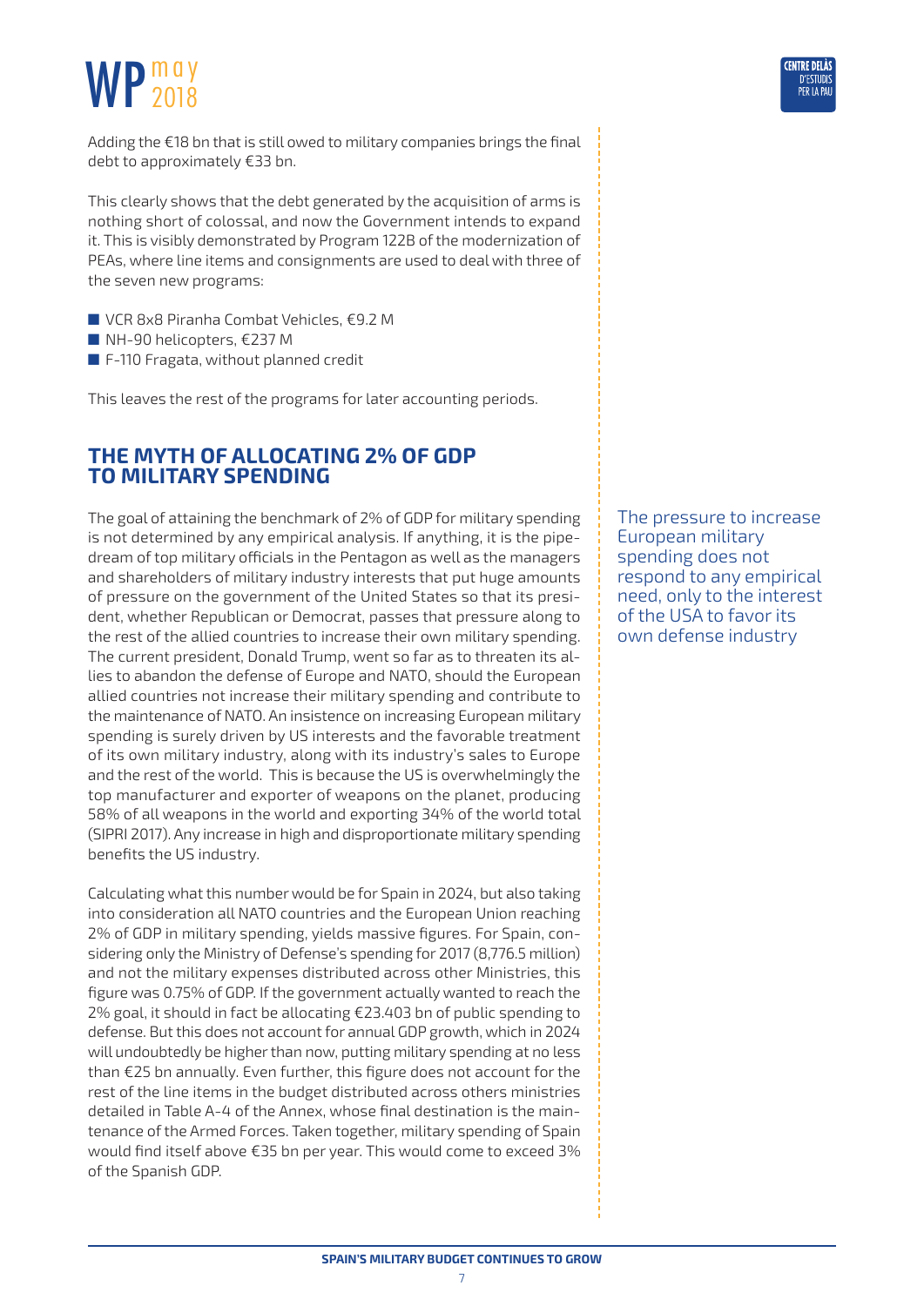Adding the €18 bn that is still owed to military companies brings the final debt to approximately €33 bn.

This clearly shows that the debt generated by the acquisition of arms is nothing short of colossal, and now the Government intends to expand it. This is visibly demonstrated by Program 122B of the modernization of PEAs, where line items and consignments are used to deal with three of the seven new programs:

- VCR 8x8 Piranha Combat Vehicles, €9.2 M
- NH-90 helicopters, €237 M
- F-110 Fragata, without planned credit

This leaves the rest of the programs for later accounting periods.

## THE MYTH OF ALLOCATING 2% OF GDP TO MILITARY SPENDING

The goal of attaining the benchmark of 2% of GDP for military spending is not determined by any empirical analysis. If anything, it is the pipedream of top military officials in the Pentagon as well as the managers and shareholders of military industry interests that put huge amounts of pressure on the government of the United States so that its president, whether Republican or Democrat, passes that pressure along to the rest of the allied countries to increase their own military spending. The current president, Donald Trump, went so far as to threaten its allies to abandon the defense of Europe and NATO, should the European allied countries not increase their military spending and contribute to the maintenance of NATO. An insistence on increasing European military spending is surely driven by US interests and the favorable treatment of its own military industry, along with its industry's sales to Europe and the rest of the world. This is because the US is overwhelmingly the top manufacturer and exporter of weapons on the planet, producing 58% of all weapons in the world and exporting 34% of the world total (SIPRI 2017). Any increase in high and disproportionate military spending benefits the US industry.

> The pressure to increase European military spending does not respond to any empirical need, only to the interest of the USA to favor its own defense industry

Calculating what this number would be for Spain in 2024, but also taking into consideration all NATO countries and the European Union reaching 2% of GDP in military spending, yields massive figures. For Spain, considering only the Ministry of Defense's spending for 2017 (8,776.5 million) and not the military expenses distributed across other Ministries, this figure was 0.75% of GDP. If the government actually wanted to reach the 2% goal, it should in fact be allocating €23.403 bn of public spending to defense. But this does not account for annual GDP growth, which in 2024 will undoubtedly be higher than now, putting military spending at no less than €25 bn annually. Even further, this figure does not account for the rest of the line items in the budget distributed across others ministries detailed in Table A-4 of the Annex, whose final destination is the maintenance of the Armed Forces. Taken together, military spending of Spain would find itself above €35 bn per year. This would come to exceed 3% of the Spanish GDP.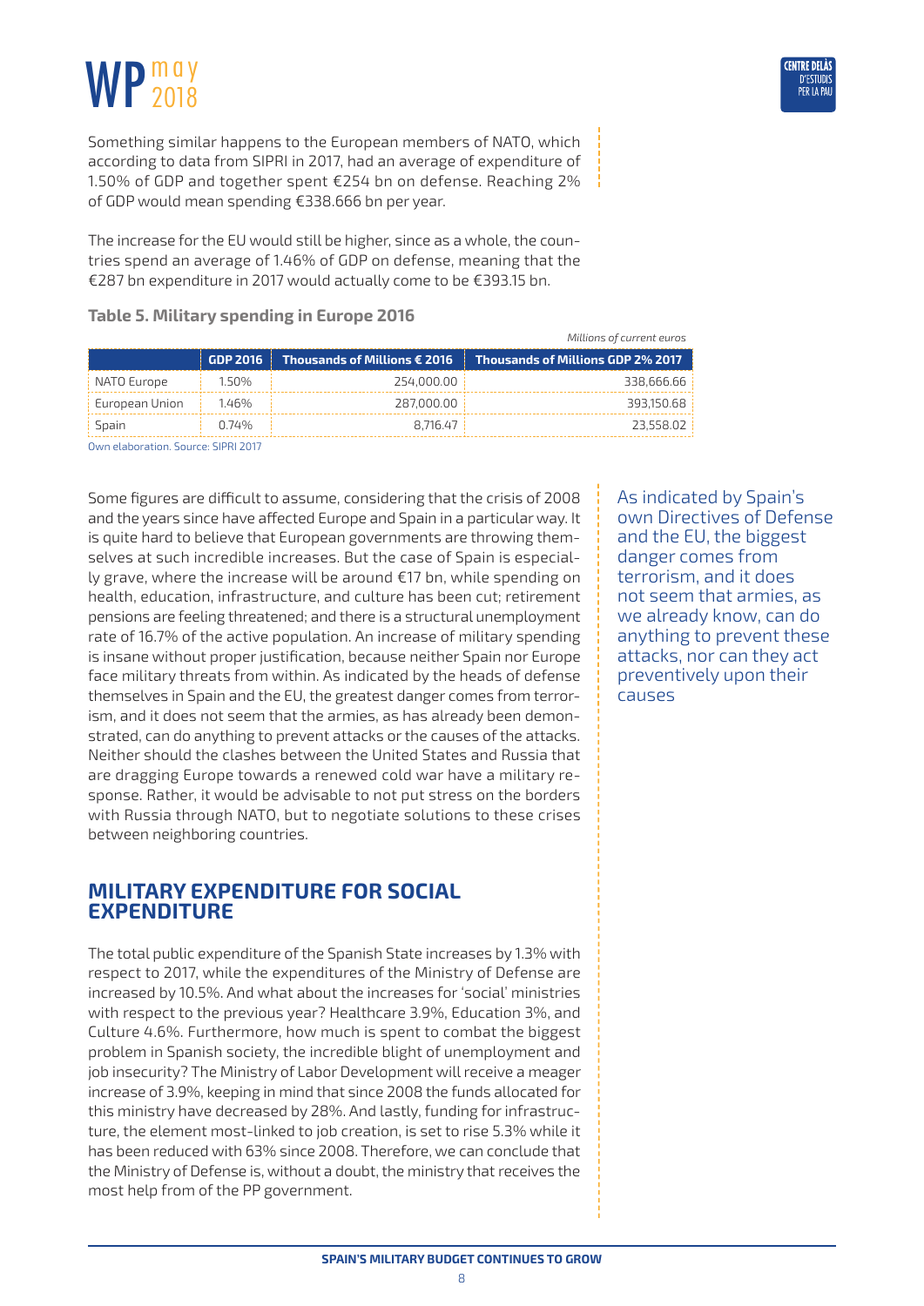Something similar happens to the European members of NATO, which according to data from SIPRI in 2017, had an average of expenditure of 1.50% of GDP and together spent €254 bn on defense. Reaching 2% of GDP would mean spending €338.666 bn per year.

The increase for the EU would still be higher, since as a whole, the countries spend an average of 1.46% of GDP on defense, meaning that the €287 bn expenditure in 2017 would actually come to be €393.15 bn.

**Table 5. Military spending in Europe 2016**

*Millions of current euros*

| | GDP 2016 | Thousands of Millions € 2016 | Thousands of Millions GDP 2% 2017 |
|---|---|---|---|
| NATO Europe | 1.50% | 254,000.00 | 338,666.66 |
| European Union | 1.46% | 287,000.00 | 393,150.68 |
| Spain | 0.74% | 8,716.47 | 23,558.02 |

Own elaboration. Source: SIPRI 2017

Some figures are difficult to assume, considering that the crisis of 2008 and the years since have affected Europe and Spain in a particular way. It is quite hard to believe that European governments are throwing themselves at such incredible increases. But the case of Spain is especially grave, where the increase will be around €17 bn, while spending on health, education, infrastructure, and culture has been cut; retirement pensions are feeling threatened; and there is a structural unemployment rate of 16.7% of the active population. An increase of military spending is insane without proper justification, because neither Spain nor Europe face military threats from within. As indicated by the heads of defense themselves in Spain and the EU, the greatest danger comes from terrorism, and it does not seem that the armies, as has already been demonstrated, can do anything to prevent attacks or the causes of the attacks. Neither should the clashes between the United States and Russia that are dragging Europe towards a renewed cold war have a military response. Rather, it would be advisable to not put stress on the borders with Russia through NATO, but to negotiate solutions to these crises between neighboring countries.

As indicated by Spain's own Directives of Defense and the EU, the biggest danger comes from terrorism, and it does not seem that armies, as we already know, can do anything to prevent these attacks, nor can they act preventively upon their causes

## MILITARY EXPENDITURE FOR SOCIAL EXPENDITURE

The total public expenditure of the Spanish State increases by 1.3% with respect to 2017, while the expenditures of the Ministry of Defense are increased by 10.5%. And what about the increases for 'social' ministries with respect to the previous year? Healthcare 3.9%, Education 3%, and Culture 4.6%. Furthermore, how much is spent to combat the biggest problem in Spanish society, the incredible blight of unemployment and job insecurity? The Ministry of Labor Development will receive a meager increase of 3.9%, keeping in mind that since 2008 the funds allocated for this ministry have decreased by 28%. And lastly, funding for infrastructure, the element most-linked to job creation, is set to rise 5.3% while it has been reduced with 63% since 2008. Therefore, we can conclude that the Ministry of Defense is, without a doubt, the ministry that receives the most help from of the PP government.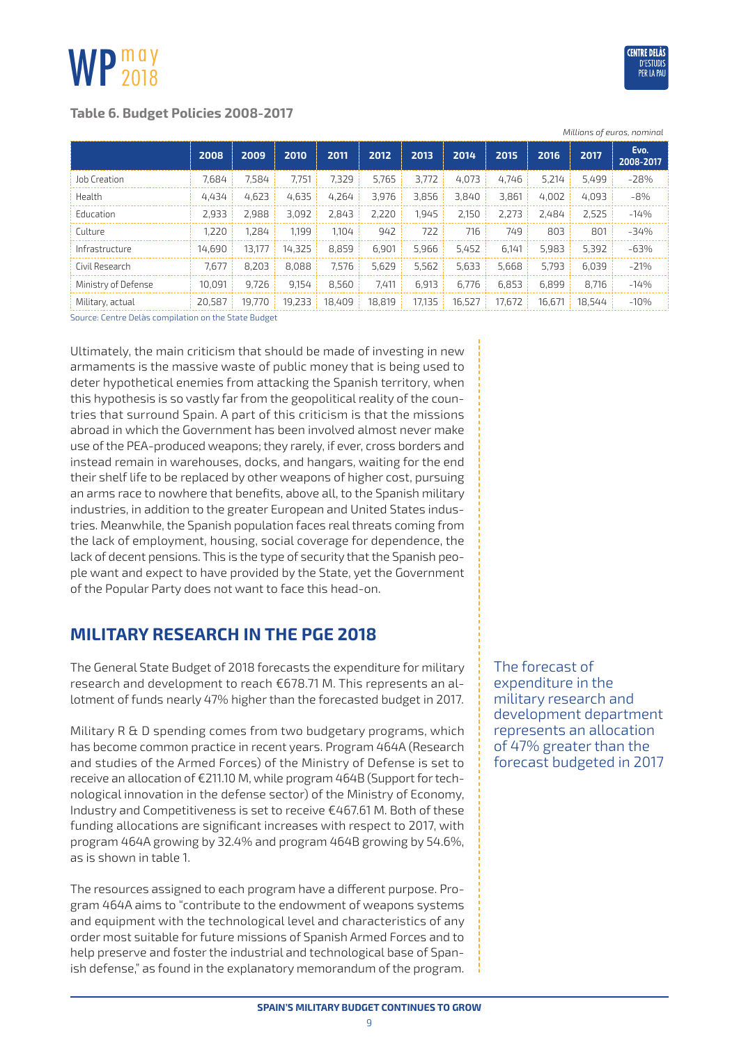**Table 6. Budget Policies 2008-2017**

*Millions of euros, nominal*

| | 2008 | 2009 | 2010 | 2011 | 2012 | 2013 | 2014 | 2015 | 2016 | 2017 | Evo. 2008-2017 |
|---|---|---|---|---|---|---|---|---|---|---|---|
| Job Creation | 7,684 | 7,584 | 7,751 | 7,329 | 5,765 | 3,772 | 4,073 | 4,746 | 5,214 | 5,499 | -28% |
| Health | 4,434 | 4,623 | 4,635 | 4,264 | 3,976 | 3,856 | 3,840 | 3,861 | 4,002 | 4,093 | -8% |
| Education | 2,933 | 2,988 | 3,092 | 2,843 | 2,220 | 1,945 | 2,150 | 2,273 | 2,484 | 2,525 | -14% |
| Culture | 1,220 | 1,284 | 1,199 | 1,104 | 942 | 722 | 716 | 749 | 803 | 801 | -34% |
| Infrastructure | 14,690 | 13,177 | 14,325 | 8,859 | 6,901 | 5,966 | 5,452 | 6,141 | 5,983 | 5,392 | -63% |
| Civil Research | 7,677 | 8,203 | 8,088 | 7,576 | 5,629 | 5,562 | 5,633 | 5,668 | 5,793 | 6,039 | -21% |
| Ministry of Defense | 10,091 | 9,726 | 9,154 | 8,560 | 7,411 | 6,913 | 6,776 | 6,853 | 6,899 | 8,716 | -14% |
| Military, actual | 20,587 | 19,770 | 19,233 | 18,409 | 18,819 | 17,135 | 16,527 | 17,672 | 16,671 | 18,544 | -10% |

Source: Centre Delàs compilation on the State Budget

Ultimately, the main criticism that should be made of investing in new armaments is the massive waste of public money that is being used to deter hypothetical enemies from attacking the Spanish territory, when this hypothesis is so vastly far from the geopolitical reality of the countries that surround Spain. A part of this criticism is that the missions abroad in which the Government has been involved almost never make use of the PEA-produced weapons; they rarely, if ever, cross borders and instead remain in warehouses, docks, and hangars, waiting for the end their shelf life to be replaced by other weapons of higher cost, pursuing an arms race to nowhere that benefits, above all, to the Spanish military industries, in addition to the greater European and United States industries. Meanwhile, the Spanish population faces real threats coming from the lack of employment, housing, social coverage for dependence, the lack of decent pensions. This is the type of security that the Spanish people want and expect to have provided by the State, yet the Government of the Popular Party does not want to face this head-on.

## MILITARY RESEARCH IN THE PGE 2018

The General State Budget of 2018 forecasts the expenditure for military research and development to reach €678.71 M. This represents an allotment of funds nearly 47% higher than the forecasted budget in 2017.

Military R & D spending comes from two budgetary programs, which has become common practice in recent years. Program 464A (Research and studies of the Armed Forces) of the Ministry of Defense is set to receive an allocation of €211.10 M, while program 464B (Support for technological innovation in the defense sector) of the Ministry of Economy, Industry and Competitiveness is set to receive €467.61 M. Both of these funding allocations are significant increases with respect to 2017, with program 464A growing by 32.4% and program 464B growing by 54.6%, as is shown in table 1.

The resources assigned to each program have a different purpose. Program 464A aims to "contribute to the endowment of weapons systems and equipment with the technological level and characteristics of any order most suitable for future missions of Spanish Armed Forces and to help preserve and foster the industrial and technological base of Spanish defense," as found in the explanatory memorandum of the program.

The forecast of expenditure in the military research and development department represents an allocation of 47% greater than the forecast budgeted in 2017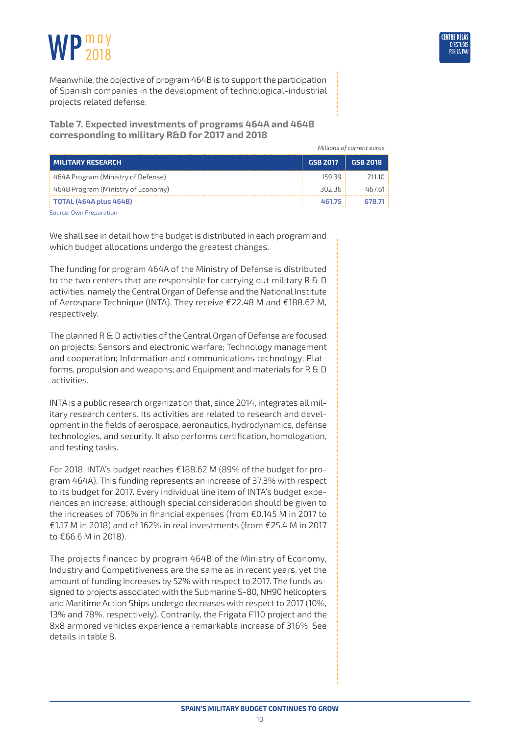Meanwhile, the objective of program 464B is to support the participation of Spanish companies in the development of technological-industrial projects related defense.

**Table 7. Expected investments of programs 464A and 464B corresponding to military R&D for 2017 and 2018**

*Millions of current euros*

| MILITARY RESEARCH | GSB 2017 | GSB 2018 |
|---|---|---|
| 464A Program (Ministry of Defense) | 159.39 | 211.10 |
| 464B Program (Ministry of Economy) | 302.36 | 467.61 |
| **TOTAL (464A plus 464B)** | **461.75** | **678.71** |

Source: Own Preparation

We shall see in detail how the budget is distributed in each program and which budget allocations undergo the greatest changes.

The funding for program 464A of the Ministry of Defense is distributed to the two centers that are responsible for carrying out military R & D activities, namely the Central Organ of Defense and the National Institute of Aerospace Technique (INTA). They receive €22.48 M and €188.62 M, respectively.

The planned R & D activities of the Central Organ of Defense are focused on projects; Sensors and electronic warfare; Technology management and cooperation; Information and communications technology; Platforms, propulsion and weapons; and Equipment and materials for R & D activities.

INTA is a public research organization that, since 2014, integrates all military research centers. Its activities are related to research and development in the fields of aerospace, aeronautics, hydrodynamics, defense technologies, and security. It also performs certification, homologation, and testing tasks.

For 2018, INTA's budget reaches €188.62 M (89% of the budget for program 464A). This funding represents an increase of 37.3% with respect to its budget for 2017. Every individual line item of INTA's budget experiences an increase, although special consideration should be given to the increases of 706% in financial expenses (from €0.145 M in 2017 to €1.17 M in 2018) and of 162% in real investments (from €25.4 M in 2017 to €66.6 M in 2018).

The projects financed by program 464B of the Ministry of Economy, Industry and Competitiveness are the same as in recent years, yet the amount of funding increases by 52% with respect to 2017. The funds assigned to projects associated with the Submarine S-80, NH90 helicopters and Maritime Action Ships undergo decreases with respect to 2017 (10%, 13% and 78%, respectively). Contrarily, the Frigata F110 project and the 8x8 armored vehicles experience a remarkable increase of 316%. See details in table 8.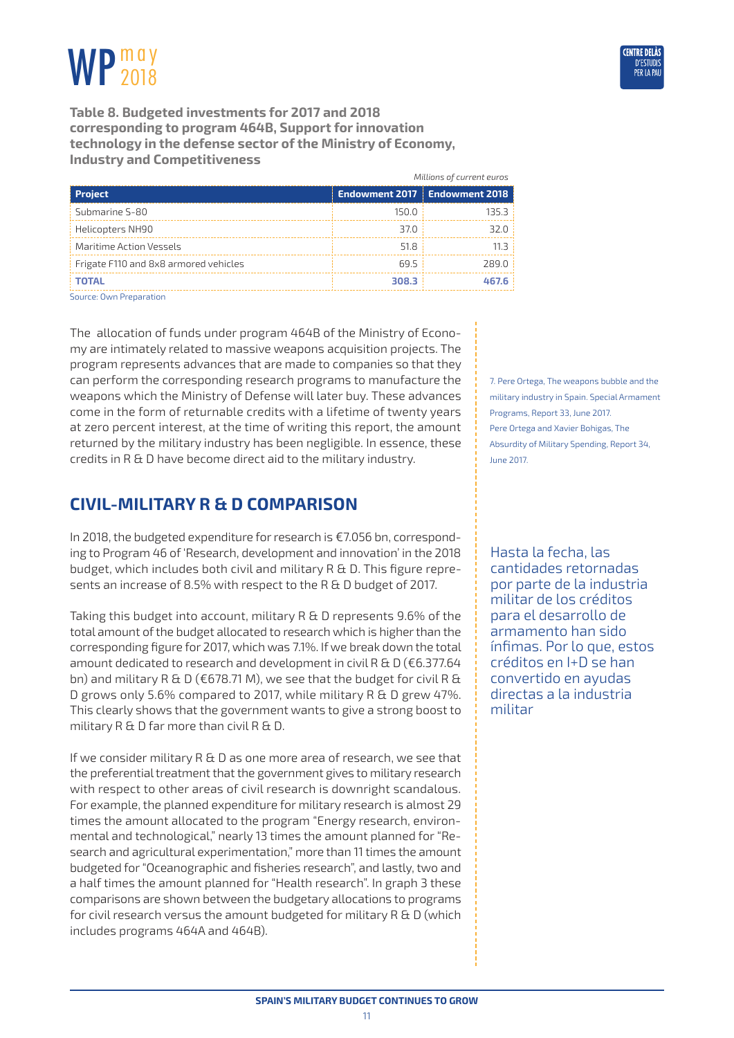**Table 8. Budgeted investments for 2017 and 2018 corresponding to program 464B, Support for innovation technology in the defense sector of the Ministry of Economy, Industry and Competitiveness**

*Millions of current euros*

| Project | Endowment 2017 | Endowment 2018 |
|---|---|---|
| Submarine S-80 | 150.0 | 135.3 |
| Helicopters NH90 | 37.0 | 32.0 |
| Maritime Action Vessels | 51.8 | 11.3 |
| Frigate F110 and 8x8 armored vehicles | 69.5 | 289.0 |
| **TOTAL** | **308.3** | **467.6** |

Source: Own Preparation

The allocation of funds under program 464B of the Ministry of Economy are intimately related to massive weapons acquisition projects. The program represents advances that are made to companies so that they can perform the corresponding research programs to manufacture the weapons which the Ministry of Defense will later buy. These advances come in the form of returnable credits with a lifetime of twenty years at zero percent interest, at the time of writing this report, the amount returned by the military industry has been negligible. In essence, these credits in R & D have become direct aid to the military industry.

7. Pere Ortega, The weapons bubble and the military industry in Spain. Special Armament Programs, Report 33, June 2017.
Pere Ortega and Xavier Bohigas, The Absurdity of Military Spending, Report 34, June 2017.

> Hasta la fecha, las cantidades retornadas por parte de la industria militar de los créditos para el desarrollo de armamento han sido ínfimas. Por lo que, estos créditos en I+D se han convertido en ayudas directas a la industria militar

## CIVIL-MILITARY R & D COMPARISON

In 2018, the budgeted expenditure for research is €7.056 bn, corresponding to Program 46 of 'Research, development and innovation' in the 2018 budget, which includes both civil and military R & D. This figure represents an increase of 8.5% with respect to the R & D budget of 2017.

Taking this budget into account, military R & D represents 9.6% of the total amount of the budget allocated to research which is higher than the corresponding figure for 2017, which was 7.1%. If we break down the total amount dedicated to research and development in civil R & D (€6.377.64 bn) and military R & D (€678.71 M), we see that the budget for civil R & D grows only 5.6% compared to 2017, while military R & D grew 47%. This clearly shows that the government wants to give a strong boost to military R & D far more than civil R & D.

If we consider military R & D as one more area of research, we see that the preferential treatment that the government gives to military research with respect to other areas of civil research is downright scandalous. For example, the planned expenditure for military research is almost 29 times the amount allocated to the program "Energy research, environmental and technological," nearly 13 times the amount planned for "Research and agricultural experimentation," more than 11 times the amount budgeted for "Oceanographic and fisheries research", and lastly, two and a half times the amount planned for "Health research". In graph 3 these comparisons are shown between the budgetary allocations to programs for civil research versus the amount budgeted for military R & D (which includes programs 464A and 464B).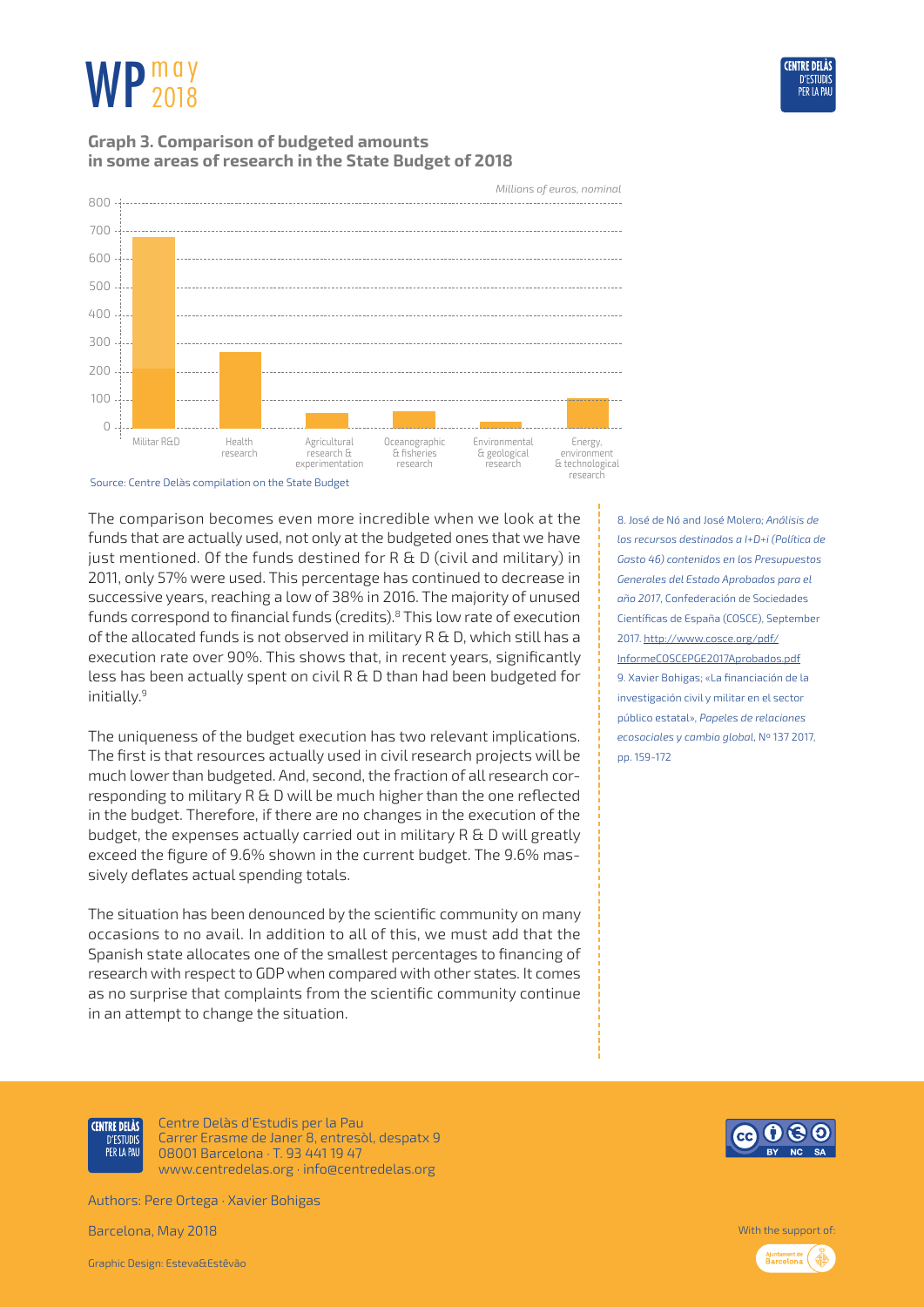### Graph 3. Comparison of budgeted amounts in some areas of research in the State Budget of 2018

Millions of euros, nominal

800
700
600
500
400
300
200
100
0

Militar R&D
Health research
Agricultural research & experimentation
Oceanographic & fisheries research
Environmental & geological research
Energy, environment & technological research

Source: Centre Delàs compilation on the State Budget

The comparison becomes even more incredible when we look at the funds that are actually used, not only at the budgeted ones that we have just mentioned. Of the funds destined for R & D (civil and military) in 2011, only 57% were used. This percentage has continued to decrease in successive years, reaching a low of 38% in 2016. The majority of unused funds correspond to financial funds (credits).[8] This low rate of execution of the allocated funds is not observed in military R & D, which still has a execution rate over 90%. This shows that, in recent years, significantly less has been actually spent on civil R & D than had been budgeted for initially.[9]

The uniqueness of the budget execution has two relevant implications. The first is that resources actually used in civil research projects will be much lower than budgeted. And, second, the fraction of all research corresponding to military R & D will be much higher than the one reflected in the budget. Therefore, if there are no changes in the execution of the budget, the expenses actually carried out in military R & D will greatly exceed the figure of 9.6% shown in the current budget. The 9.6% massively deflates actual spending totals.

The situation has been denounced by the scientific community on many occasions to no avail. In addition to all of this, we must add that the Spanish state allocates one of the smallest percentages to financing of research with respect to GDP when compared with other states. It comes as no surprise that complaints from the scientific community continue in an attempt to change the situation.

8. José de Nó and José Molero; *Análisis de los recursos destinados a I+D+i (Política de Gasto 46) contenidos en los Presupuestos Generales del Estado Aprobados para el año 2017*, Confederación de Sociedades Científicas de España (COSCE), September 2017. http://www.cosce.org/pdf/InformeCOSCEPGE2017Aprobados.pdf

9. Xavier Bohigas; «La financiación de la investigación civil y militar en el sector público estatal», *Papeles de relaciones ecosociales y cambio global*, Nº 137 2017, pp. 159-172

Centre Delàs d'Estudis per la Pau
Carrer Erasme de Janer 8, entresòl, despatx 9
08001 Barcelona · T. 93 441 19 47
www.centredelas.org · info@centredelas.org

Authors: Pere Ortega · Xavier Bohigas

Barcelona, May 2018

Graphic Design: Esteva&Estêvão

With the support of: Ajuntament de Barcelona